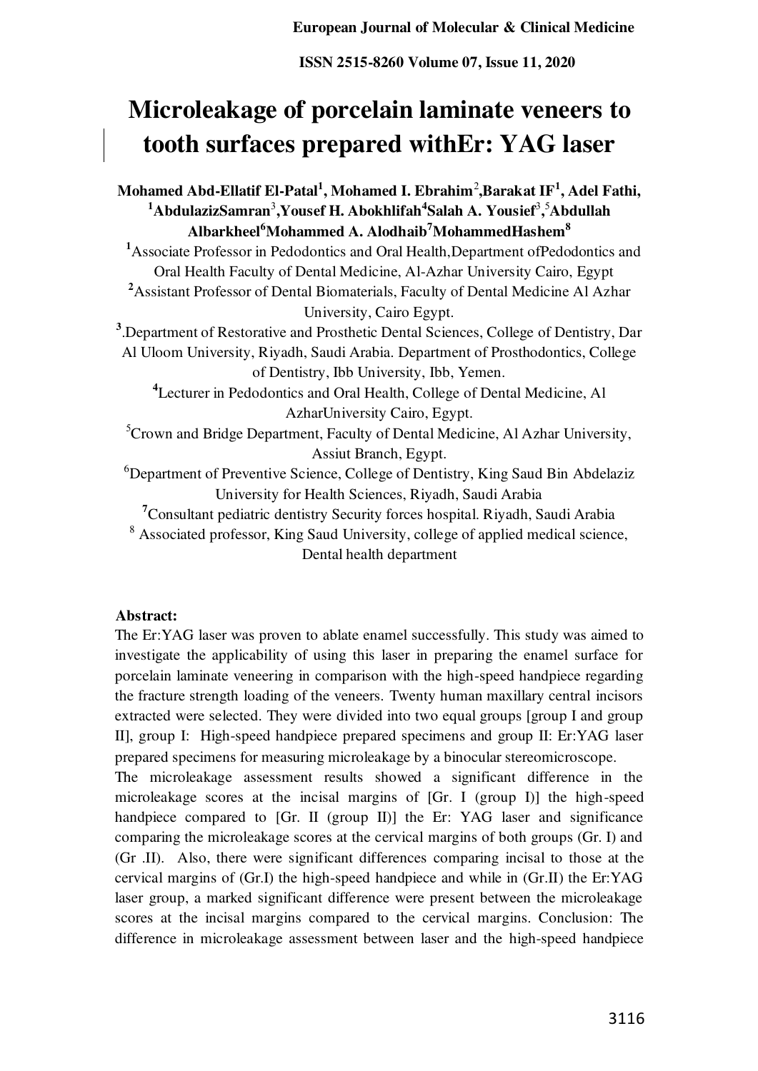# Microleakage of porcelain laminate veneers to tooth surfaces prepared withEr: YAG laser

**Mohamed Abd-Ellatif El-Patal[1], Mohamed I. Ebrahim[2],Barakat IF[1], Adel Fathi, [1]AbdulazizSamran[3],Yousef H. Abokhlifah[4]Salah A. Yousief[3],[5]Abdullah Albarkheel[6]Mohammed A. Alodhaib[7]MohammedHashem[8]**

[1]Associate Professor in Pedodontics and Oral Health,Department ofPedodontics and Oral Health Faculty of Dental Medicine, Al-Azhar University Cairo, Egypt

[2]Assistant Professor of Dental Biomaterials, Faculty of Dental Medicine Al Azhar University, Cairo Egypt.

[3].Department of Restorative and Prosthetic Dental Sciences, College of Dentistry, Dar Al Uloom University, Riyadh, Saudi Arabia. Department of Prosthodontics, College of Dentistry, Ibb University, Ibb, Yemen.

[4]Lecturer in Pedodontics and Oral Health, College of Dental Medicine, Al AzharUniversity Cairo, Egypt.

[5]Crown and Bridge Department, Faculty of Dental Medicine, Al Azhar University, Assiut Branch, Egypt.

[6]Department of Preventive Science, College of Dentistry, King Saud Bin Abdelaziz University for Health Sciences, Riyadh, Saudi Arabia

[7]Consultant pediatric dentistry Security forces hospital. Riyadh, Saudi Arabia

[8] Associated professor, King Saud University, college of applied medical science, Dental health department

**Abstract:**

The Er:YAG laser was proven to ablate enamel successfully. This study was aimed to investigate the applicability of using this laser in preparing the enamel surface for porcelain laminate veneering in comparison with the high-speed handpiece regarding the fracture strength loading of the veneers. Twenty human maxillary central incisors extracted were selected. They were divided into two equal groups [group I and group II], group I: High-speed handpiece prepared specimens and group II: Er:YAG laser prepared specimens for measuring microleakage by a binocular stereomicroscope.

The microleakage assessment results showed a significant difference in the microleakage scores at the incisal margins of [Gr. I (group I)] the high-speed handpiece compared to [Gr. II (group II)] the Er: YAG laser and significance comparing the microleakage scores at the cervical margins of both groups (Gr. I) and (Gr .II). Also, there were significant differences comparing incisal to those at the cervical margins of (Gr.I) the high-speed handpiece and while in (Gr.II) the Er:YAG laser group, a marked significant difference were present between the microleakage scores at the incisal margins compared to the cervical margins. Conclusion: The difference in microleakage assessment between laser and the high-speed handpiece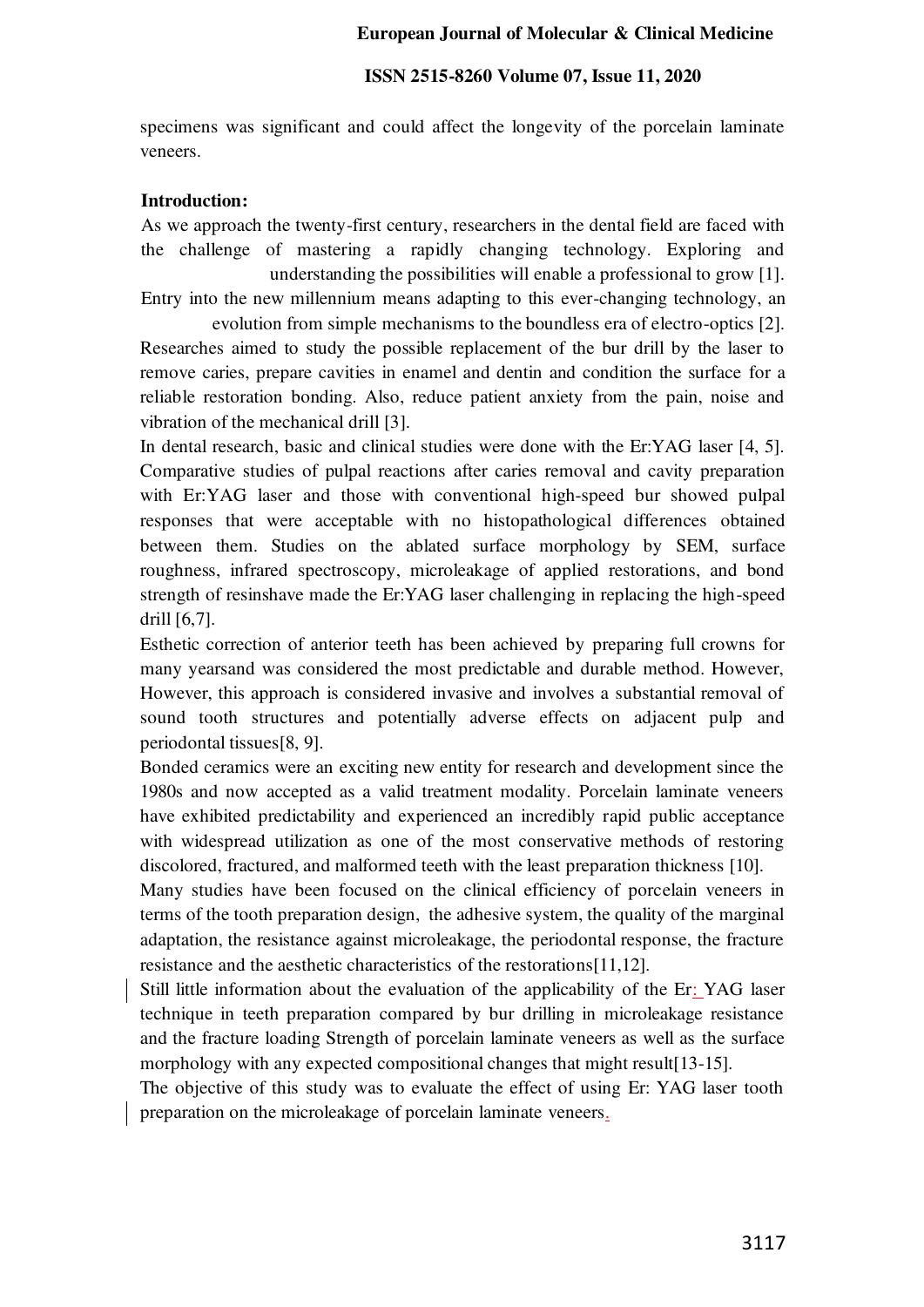specimens was significant and could affect the longevity of the porcelain laminate veneers.

**Introduction:**

As we approach the twenty-first century, researchers in the dental field are faced with the challenge of mastering a rapidly changing technology. Exploring and understanding the possibilities will enable a professional to grow [1]. Entry into the new millennium means adapting to this ever-changing technology, an evolution from simple mechanisms to the boundless era of electro-optics [2]. Researches aimed to study the possible replacement of the bur drill by the laser to remove caries, prepare cavities in enamel and dentin and condition the surface for a reliable restoration bonding. Also, reduce patient anxiety from the pain, noise and vibration of the mechanical drill [3].

In dental research, basic and clinical studies were done with the Er:YAG laser [4, 5]. Comparative studies of pulpal reactions after caries removal and cavity preparation with Er:YAG laser and those with conventional high-speed bur showed pulpal responses that were acceptable with no histopathological differences obtained between them. Studies on the ablated surface morphology by SEM, surface roughness, infrared spectroscopy, microleakage of applied restorations, and bond strength of resinshave made the Er:YAG laser challenging in replacing the high-speed drill [6,7].

Esthetic correction of anterior teeth has been achieved by preparing full crowns for many yearsand was considered the most predictable and durable method. However, However, this approach is considered invasive and involves a substantial removal of sound tooth structures and potentially adverse effects on adjacent pulp and periodontal tissues[8, 9].

Bonded ceramics were an exciting new entity for research and development since the 1980s and now accepted as a valid treatment modality. Porcelain laminate veneers have exhibited predictability and experienced an incredibly rapid public acceptance with widespread utilization as one of the most conservative methods of restoring discolored, fractured, and malformed teeth with the least preparation thickness [10].

Many studies have been focused on the clinical efficiency of porcelain veneers in terms of the tooth preparation design, the adhesive system, the quality of the marginal adaptation, the resistance against microleakage, the periodontal response, the fracture resistance and the aesthetic characteristics of the restorations[11,12].

Still little information about the evaluation of the applicability of the Er: YAG laser technique in teeth preparation compared by bur drilling in microleakage resistance and the fracture loading Strength of porcelain laminate veneers as well as the surface morphology with any expected compositional changes that might result[13-15].

The objective of this study was to evaluate the effect of using Er: YAG laser tooth preparation on the microleakage of porcelain laminate veneers.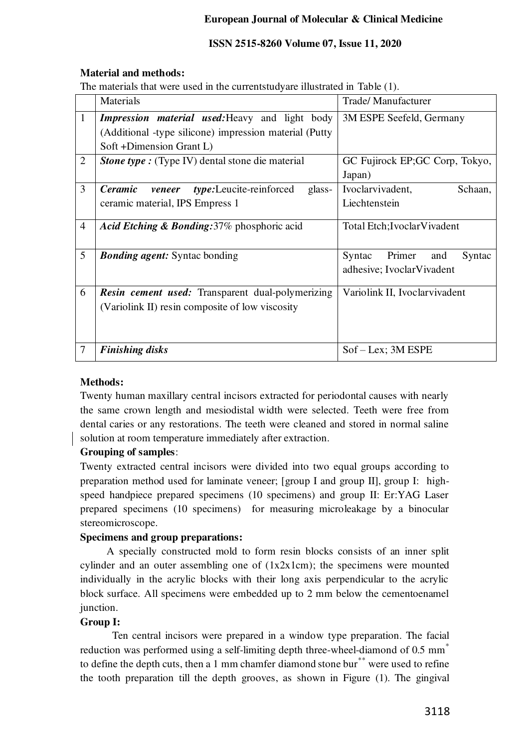**Material and methods:**

The materials that were used in the currentstudyare illustrated in Table (1).

| | Materials | Trade/ Manufacturer |
|---|---|---|
| 1 | ***Impression material used:***Heavy and light body (Additional -type silicone) impression material (Putty Soft +Dimension Grant L) | 3M ESPE Seefeld, Germany |
| 2 | ***Stone type :*** (Type IV) dental stone die material | GC Fujirock EP;GC Corp, Tokyo, Japan) |
| 3 | ***Ceramic veneer type:***Leucite-reinforced glass-ceramic material, IPS Empress 1 | Ivoclarvivadent, Schaan, Liechtenstein |
| 4 | ***Acid Etching & Bonding:***37% phosphoric acid | Total Etch;IvoclarVivadent |
| 5 | ***Bonding agent:*** Syntac bonding | Syntac Primer and Syntac adhesive; IvoclarVivadent |
| 6 | ***Resin cement used:*** Transparent dual-polymerizing (Variolink II) resin composite of low viscosity | Variolink II, Ivoclarvivadent |
| 7 | ***Finishing disks*** | Sof – Lex; 3M ESPE |

**Methods:**

Twenty human maxillary central incisors extracted for periodontal causes with nearly the same crown length and mesiodistal width were selected. Teeth were free from dental caries or any restorations. The teeth were cleaned and stored in normal saline solution at room temperature immediately after extraction.

**Grouping of samples**:

Twenty extracted central incisors were divided into two equal groups according to preparation method used for laminate veneer; [group I and group II], group I: high-speed handpiece prepared specimens (10 specimens) and group II: Er:YAG Laser prepared specimens (10 specimens) for measuring microleakage by a binocular stereomicroscope.

**Specimens and group preparations:**

A specially constructed mold to form resin blocks consists of an inner split cylinder and an outer assembling one of (1x2x1cm); the specimens were mounted individually in the acrylic blocks with their long axis perpendicular to the acrylic block surface. All specimens were embedded up to 2 mm below the cementoenamel junction.

**Group I:**

Ten central incisors were prepared in a window type preparation. The facial reduction was performed using a self-limiting depth three-wheel-diamond of 0.5 mm* to define the depth cuts, then a 1 mm chamfer diamond stone bur** were used to refine the tooth preparation till the depth grooves, as shown in Figure (1). The gingival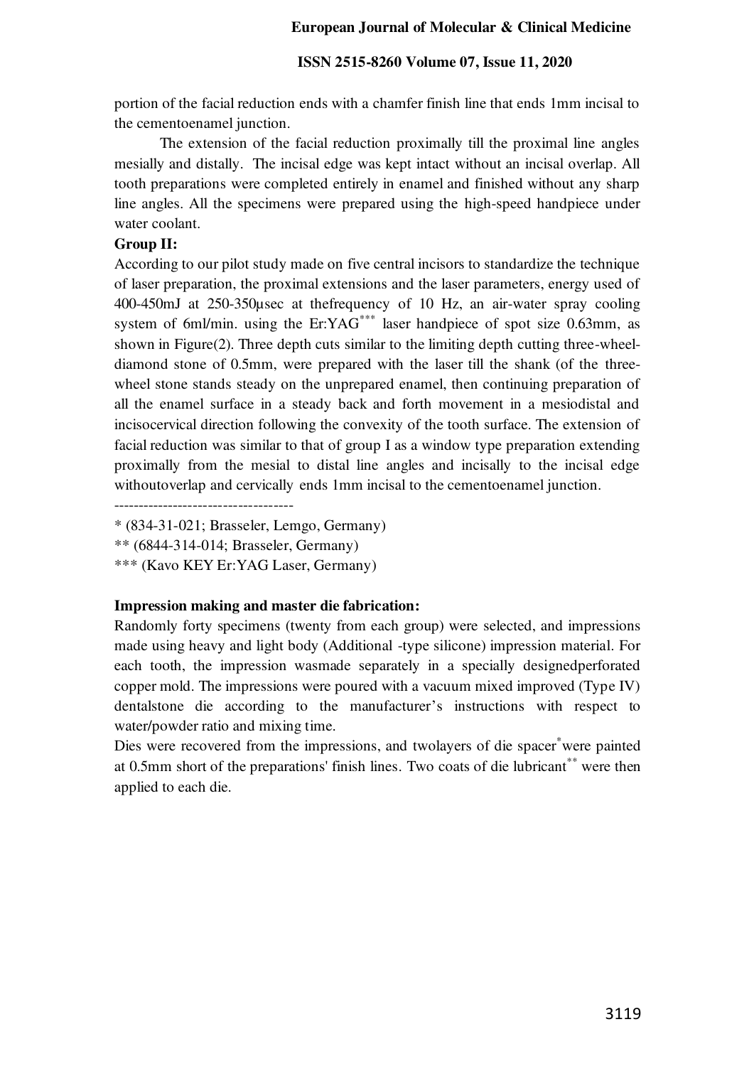portion of the facial reduction ends with a chamfer finish line that ends 1mm incisal to the cementoenamel junction.

The extension of the facial reduction proximally till the proximal line angles mesially and distally. The incisal edge was kept intact without an incisal overlap. All tooth preparations were completed entirely in enamel and finished without any sharp line angles. All the specimens were prepared using the high-speed handpiece under water coolant.

**Group II:**

According to our pilot study made on five central incisors to standardize the technique of laser preparation, the proximal extensions and the laser parameters, energy used of 400-450mJ at 250-350µsec at thefrequency of 10 Hz, an air-water spray cooling system of 6ml/min. using the Er:YAG*** laser handpiece of spot size 0.63mm, as shown in Figure(2). Three depth cuts similar to the limiting depth cutting three-wheel-diamond stone of 0.5mm, were prepared with the laser till the shank (of the three-wheel stone stands steady on the unprepared enamel, then continuing preparation of all the enamel surface in a steady back and forth movement in a mesiodistal and incisocervical direction following the convexity of the tooth surface. The extension of facial reduction was similar to that of group I as a window type preparation extending proximally from the mesial to distal line angles and incisally to the incisal edge withoutoverlap and cervically ends 1mm incisal to the cementoenamel junction.

------------------------------------

\* (834-31-021; Brasseler, Lemgo, Germany)

\*\* (6844-314-014; Brasseler, Germany)

\*\*\* (Kavo KEY Er:YAG Laser, Germany)

**Impression making and master die fabrication:**

Randomly forty specimens (twenty from each group) were selected, and impressions made using heavy and light body (Additional -type silicone) impression material. For each tooth, the impression wasmade separately in a specially designedperforated copper mold. The impressions were poured with a vacuum mixed improved (Type IV) dentalstone die according to the manufacturer's instructions with respect to water/powder ratio and mixing time.

Dies were recovered from the impressions, and twolayers of die spacer* were painted at 0.5mm short of the preparations' finish lines. Two coats of die lubricant** were then applied to each die.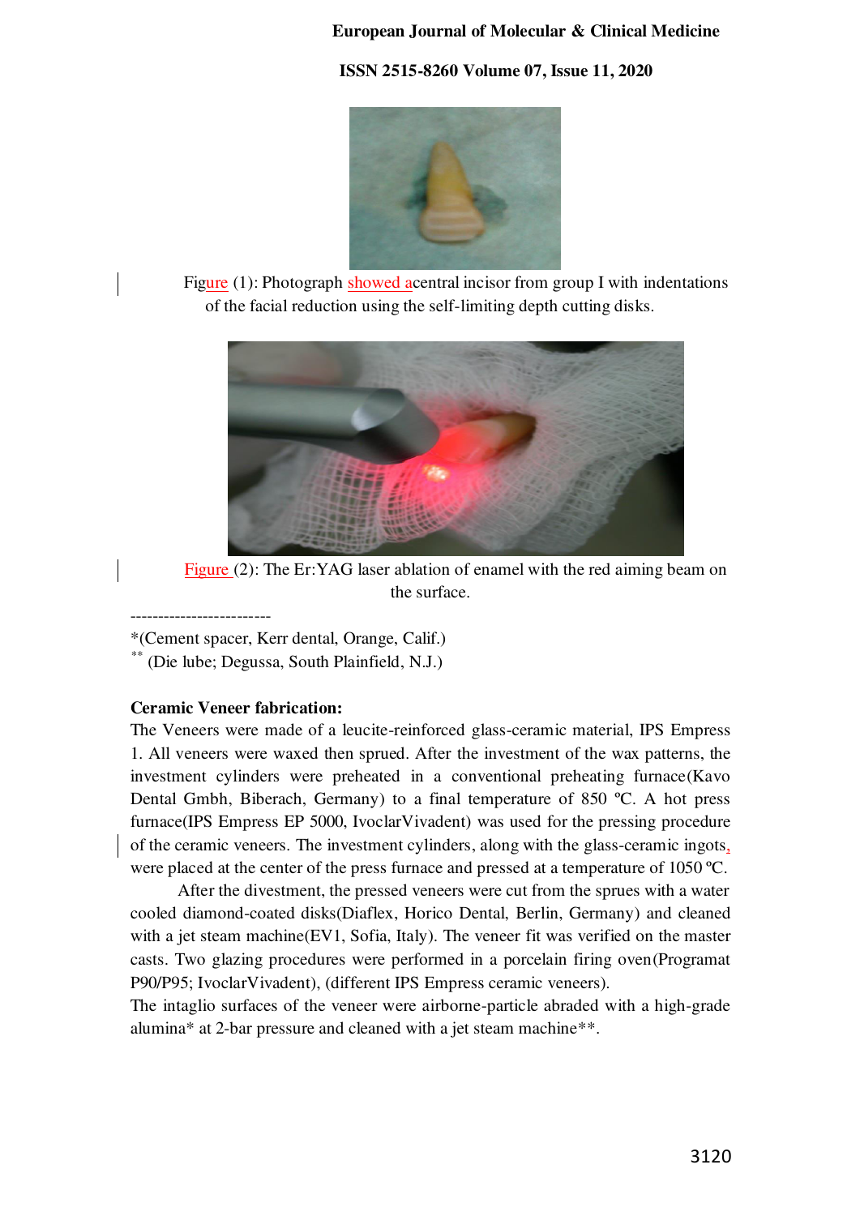Figure (1): Photograph showed acentral incisor from group I with indentations of the facial reduction using the self-limiting depth cutting disks.

Figure (2): The Er:YAG laser ablation of enamel with the red aiming beam on the surface.

-------------------------

*(Cement spacer, Kerr dental, Orange, Calif.)

** (Die lube; Degussa, South Plainfield, N.J.)

**Ceramic Veneer fabrication:**

The Veneers were made of a leucite-reinforced glass-ceramic material, IPS Empress 1. All veneers were waxed then sprued. After the investment of the wax patterns, the investment cylinders were preheated in a conventional preheating furnace(Kavo Dental Gmbh, Biberach, Germany) to a final temperature of 850 ºC. A hot press furnace(IPS Empress EP 5000, IvoclarVivadent) was used for the pressing procedure of the ceramic veneers. The investment cylinders, along with the glass-ceramic ingots, were placed at the center of the press furnace and pressed at a temperature of 1050 ºC.

After the divestment, the pressed veneers were cut from the sprues with a water cooled diamond-coated disks(Diaflex, Horico Dental, Berlin, Germany) and cleaned with a jet steam machine(EV1, Sofia, Italy). The veneer fit was verified on the master casts. Two glazing procedures were performed in a porcelain firing oven(Programat P90/P95; IvoclarVivadent), (different IPS Empress ceramic veneers).

The intaglio surfaces of the veneer were airborne-particle abraded with a high-grade alumina* at 2-bar pressure and cleaned with a jet steam machine**.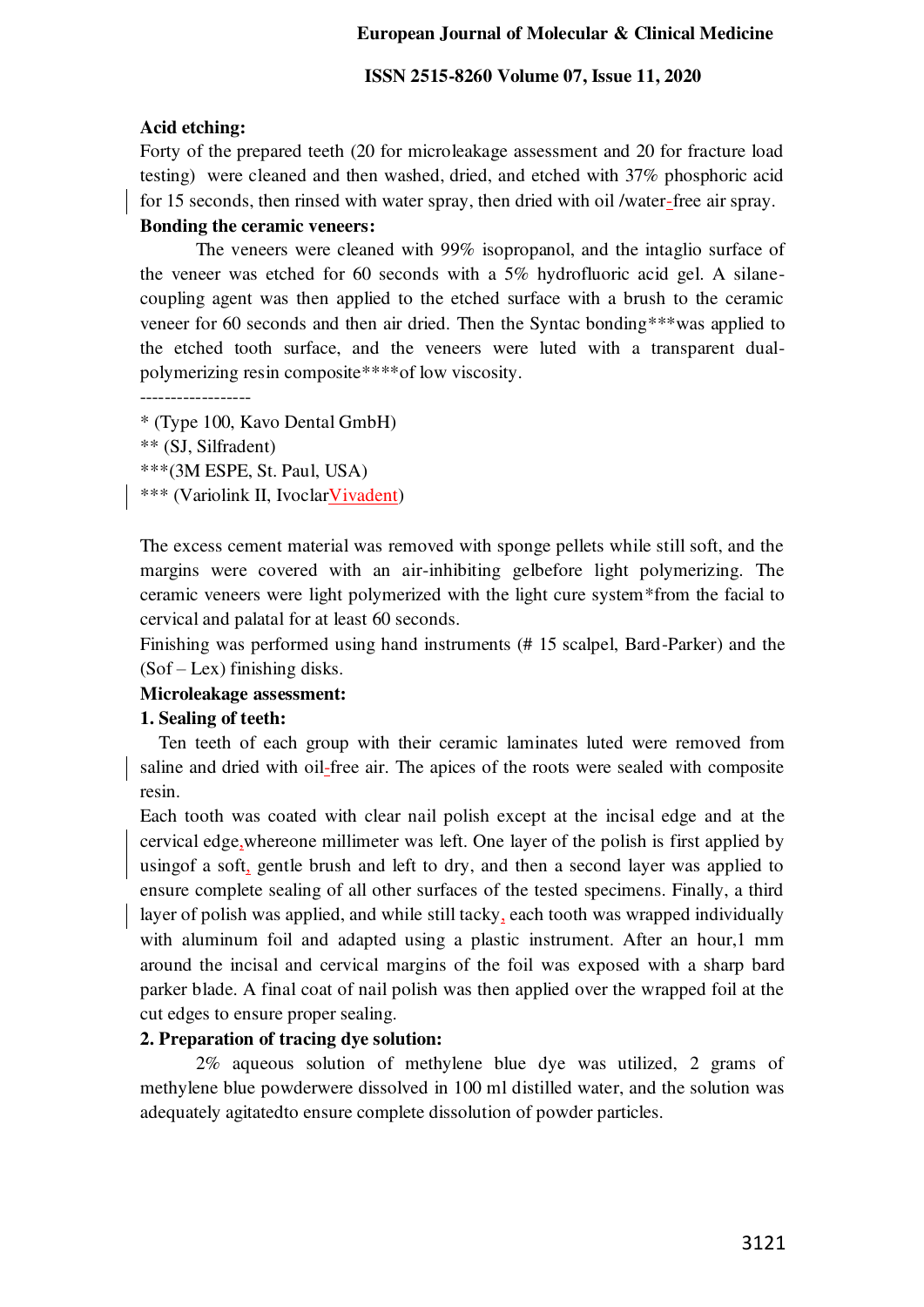**Acid etching:**

Forty of the prepared teeth (20 for microleakage assessment and 20 for fracture load testing) were cleaned and then washed, dried, and etched with 37% phosphoric acid for 15 seconds, then rinsed with water spray, then dried with oil /water-free air spray.

**Bonding the ceramic veneers:**

The veneers were cleaned with 99% isopropanol, and the intaglio surface of the veneer was etched for 60 seconds with a 5% hydrofluoric acid gel. A silane-coupling agent was then applied to the etched surface with a brush to the ceramic veneer for 60 seconds and then air dried. Then the Syntac bonding***was applied to the etched tooth surface, and the veneers were luted with a transparent dual-polymerizing resin composite****of low viscosity.

------------------

* (Type 100, Kavo Dental GmbH)

** (SJ, Silfradent)

***(3M ESPE, St. Paul, USA)

*** (Variolink II, IvoclarVivadent)

The excess cement material was removed with sponge pellets while still soft, and the margins were covered with an air-inhibiting gelbefore light polymerizing. The ceramic veneers were light polymerized with the light cure system*from the facial to cervical and palatal for at least 60 seconds.

Finishing was performed using hand instruments (# 15 scalpel, Bard-Parker) and the (Sof – Lex) finishing disks.

**Microleakage assessment:**

**1. Sealing of teeth:**

Ten teeth of each group with their ceramic laminates luted were removed from saline and dried with oil-free air. The apices of the roots were sealed with composite resin.

Each tooth was coated with clear nail polish except at the incisal edge and at the cervical edge,whereone millimeter was left. One layer of the polish is first applied by usingof a soft, gentle brush and left to dry, and then a second layer was applied to ensure complete sealing of all other surfaces of the tested specimens. Finally, a third layer of polish was applied, and while still tacky, each tooth was wrapped individually with aluminum foil and adapted using a plastic instrument. After an hour,1 mm around the incisal and cervical margins of the foil was exposed with a sharp bard parker blade. A final coat of nail polish was then applied over the wrapped foil at the cut edges to ensure proper sealing.

**2. Preparation of tracing dye solution:**

2% aqueous solution of methylene blue dye was utilized, 2 grams of methylene blue powderwere dissolved in 100 ml distilled water, and the solution was adequately agitatedto ensure complete dissolution of powder particles.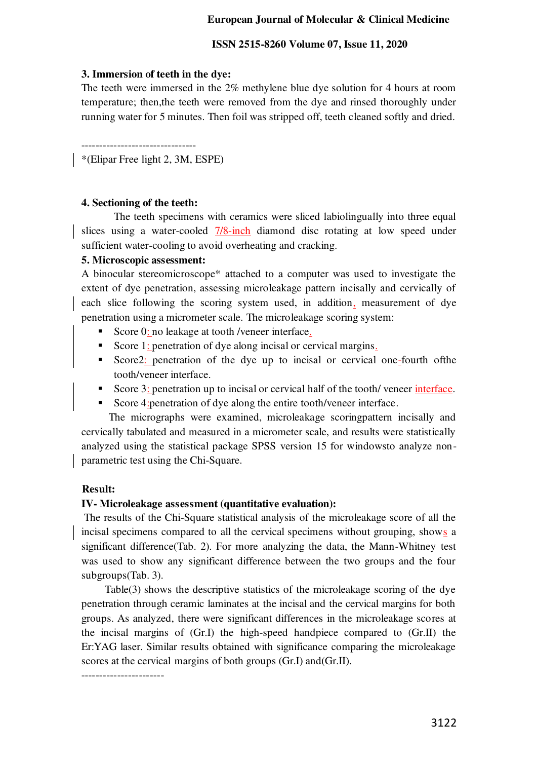**3. Immersion of teeth in the dye:**

The teeth were immersed in the 2% methylene blue dye solution for 4 hours at room temperature; then,the teeth were removed from the dye and rinsed thoroughly under running water for 5 minutes. Then foil was stripped off, teeth cleaned softly and dried.

--------------------------------

*(Elipar Free light 2, 3M, ESPE)

**4. Sectioning of the teeth:**

The teeth specimens with ceramics were sliced labiolingually into three equal slices using a water-cooled 7/8-inch diamond disc rotating at low speed under sufficient water-cooling to avoid overheating and cracking.

**5. Microscopic assessment:**

A binocular stereomicroscope* attached to a computer was used to investigate the extent of dye penetration, assessing microleakage pattern incisally and cervically of each slice following the scoring system used, in addition, measurement of dye penetration using a micrometer scale. The microleakage scoring system:

- Score 0: no leakage at tooth /veneer interface.
- Score 1: penetration of dye along incisal or cervical margins.
- Score2: penetration of the dye up to incisal or cervical one-fourth ofthe tooth/veneer interface.
- Score 3: penetration up to incisal or cervical half of the tooth/ veneer interface.
- Score 4:penetration of dye along the entire tooth/veneer interface.

The micrographs were examined, microleakage scoringpattern incisally and cervically tabulated and measured in a micrometer scale, and results were statistically analyzed using the statistical package SPSS version 15 for windowsto analyze non-parametric test using the Chi-Square.

**Result:**

**IV- Microleakage assessment (quantitative evaluation):**

The results of the Chi-Square statistical analysis of the microleakage score of all the incisal specimens compared to all the cervical specimens without grouping, shows a significant difference(Tab. 2). For more analyzing the data, the Mann-Whitney test was used to show any significant difference between the two groups and the four subgroups(Tab. 3).

Table(3) shows the descriptive statistics of the microleakage scoring of the dye penetration through ceramic laminates at the incisal and the cervical margins for both groups. As analyzed, there were significant differences in the microleakage scores at the incisal margins of (Gr.I) the high-speed handpiece compared to (Gr.II) the Er:YAG laser. Similar results obtained with significance comparing the microleakage scores at the cervical margins of both groups (Gr.I) and(Gr.II).

-----------------------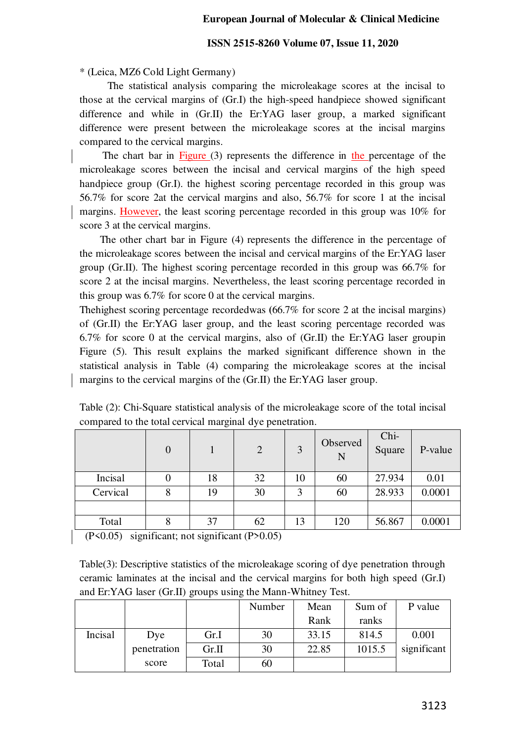* (Leica, MZ6 Cold Light Germany)

The statistical analysis comparing the microleakage scores at the incisal to those at the cervical margins of (Gr.I) the high-speed handpiece showed significant difference and while in (Gr.II) the Er:YAG laser group, a marked significant difference were present between the microleakage scores at the incisal margins compared to the cervical margins.

The chart bar in Figure (3) represents the difference in the percentage of the microleakage scores between the incisal and cervical margins of the high speed handpiece group (Gr.I). the highest scoring percentage recorded in this group was 56.7% for score 2at the cervical margins and also, 56.7% for score 1 at the incisal margins. However, the least scoring percentage recorded in this group was 10% for score 3 at the cervical margins.

The other chart bar in Figure (4) represents the difference in the percentage of the microleakage scores between the incisal and cervical margins of the Er:YAG laser group (Gr.II). The highest scoring percentage recorded in this group was 66.7% for score 2 at the incisal margins. Nevertheless, the least scoring percentage recorded in this group was 6.7% for score 0 at the cervical margins.

Thehighest scoring percentage recordedwas (66.7% for score 2 at the incisal margins) of (Gr.II) the Er:YAG laser group, and the least scoring percentage recorded was 6.7% for score 0 at the cervical margins, also of (Gr.II) the Er:YAG laser groupin Figure (5). This result explains the marked significant difference shown in the statistical analysis in Table (4) comparing the microleakage scores at the incisal margins to the cervical margins of the (Gr.II) the Er:YAG laser group.

Table (2): Chi-Square statistical analysis of the microleakage score of the total incisal compared to the total cervical marginal dye penetration.

| | 0 | 1 | 2 | 3 | Observed N | Chi-Square | P-value |
|---|---|---|---|---|---|---|---|
| Incisal | 0 | 18 | 32 | 10 | 60 | 27.934 | 0.01 |
| Cervical | 8 | 19 | 30 | 3 | 60 | 28.933 | 0.0001 |
| | | | | | | | |
| Total | 8 | 37 | 62 | 13 | 120 | 56.867 | 0.0001 |

(P<0.05) significant; not significant (P>0.05)

Table(3): Descriptive statistics of the microleakage scoring of dye penetration through ceramic laminates at the incisal and the cervical margins for both high speed (Gr.I) and Er:YAG laser (Gr.II) groups using the Mann-Whitney Test.

| | | | Number | Mean Rank | Sum of ranks | P value |
|---|---|---|---|---|---|---|
| Incisal | Dye penetration score | Gr.I | 30 | 33.15 | 814.5 | 0.001 significant |
| | | Gr.II | 30 | 22.85 | 1015.5 | |
| | | Total | 60 | | | |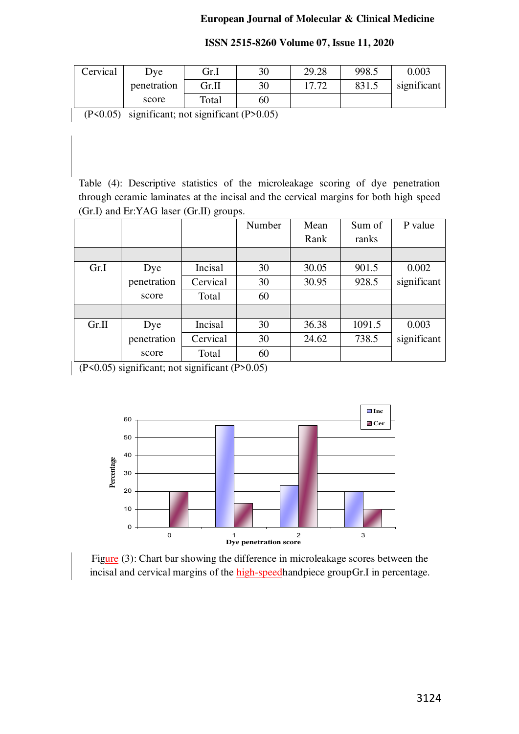| Cervical | Dye penetration score | Gr.I | 30 | 29.28 | 998.5 | 0.003 significant |
|---|---|---|---|---|---|---|
| | | Gr.II | 30 | 17.72 | 831.5 | |
| | | Total | 60 | | | |

(P<0.05) significant; not significant (P>0.05)

Table (4): Descriptive statistics of the microleakage scoring of dye penetration through ceramic laminates at the incisal and the cervical margins for both high speed (Gr.I) and Er:YAG laser (Gr.II) groups.

| | | | Number | Mean Rank | Sum of ranks | P value |
|---|---|---|---|---|---|---|
| | | | | | | |
| Gr.I | Dye penetration score | Incisal | 30 | 30.05 | 901.5 | 0.002 significant |
| | | Cervical | 30 | 30.95 | 928.5 | |
| | | Total | 60 | | | |
| | | | | | | |
| Gr.II | Dye penetration score | Incisal | 30 | 36.38 | 1091.5 | 0.003 significant |
| | | Cervical | 30 | 24.62 | 738.5 | |
| | | Total | 60 | | | |

(P<0.05) significant; not significant (P>0.05)

Figure (3): Chart bar showing the difference in microleakage scores between the incisal and cervical margins of the high-speedhandpiece groupGr.I in percentage.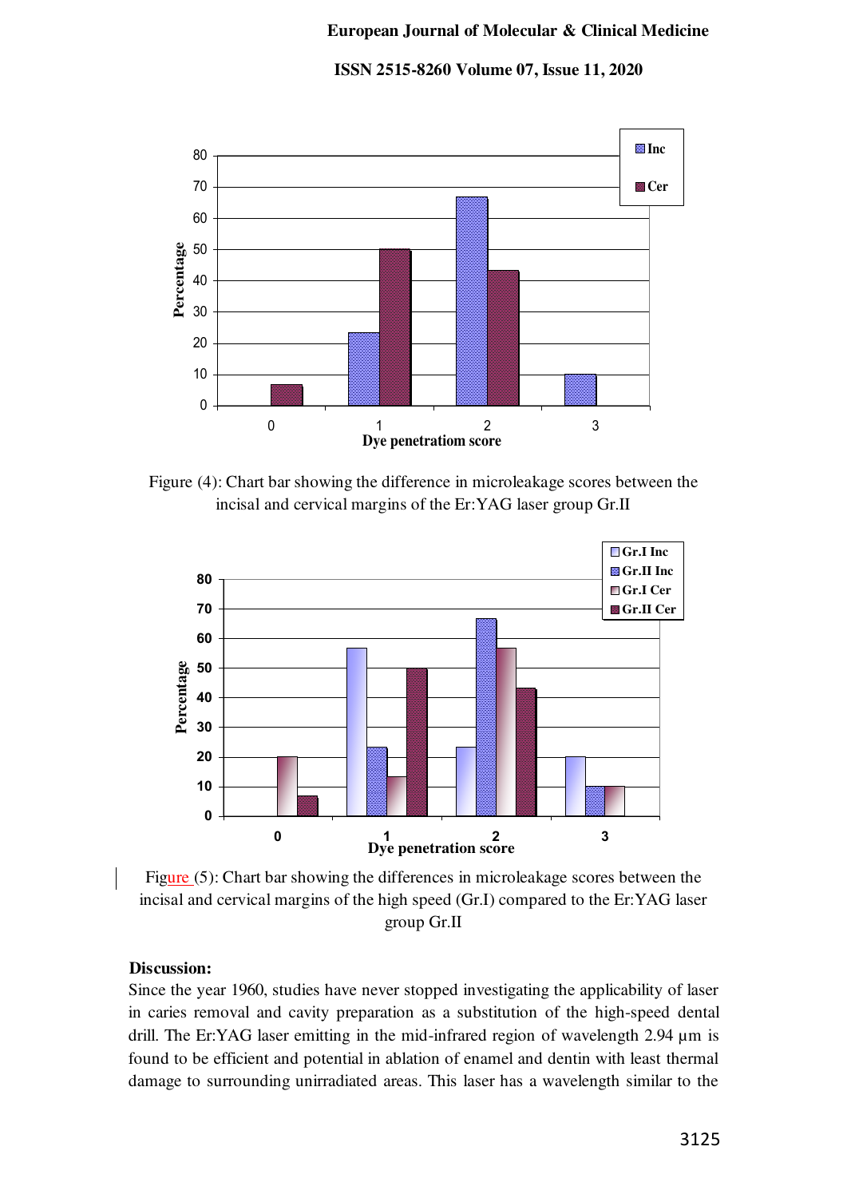Figure (4): Chart bar showing the difference in microleakage scores between the incisal and cervical margins of the Er:YAG laser group Gr.II

Figure (5): Chart bar showing the differences in microleakage scores between the incisal and cervical margins of the high speed (Gr.I) compared to the Er:YAG laser group Gr.II

**Discussion:**

Since the year 1960, studies have never stopped investigating the applicability of laser in caries removal and cavity preparation as a substitution of the high-speed dental drill. The Er:YAG laser emitting in the mid-infrared region of wavelength 2.94 µm is found to be efficient and potential in ablation of enamel and dentin with least thermal damage to surrounding unirradiated areas. This laser has a wavelength similar to the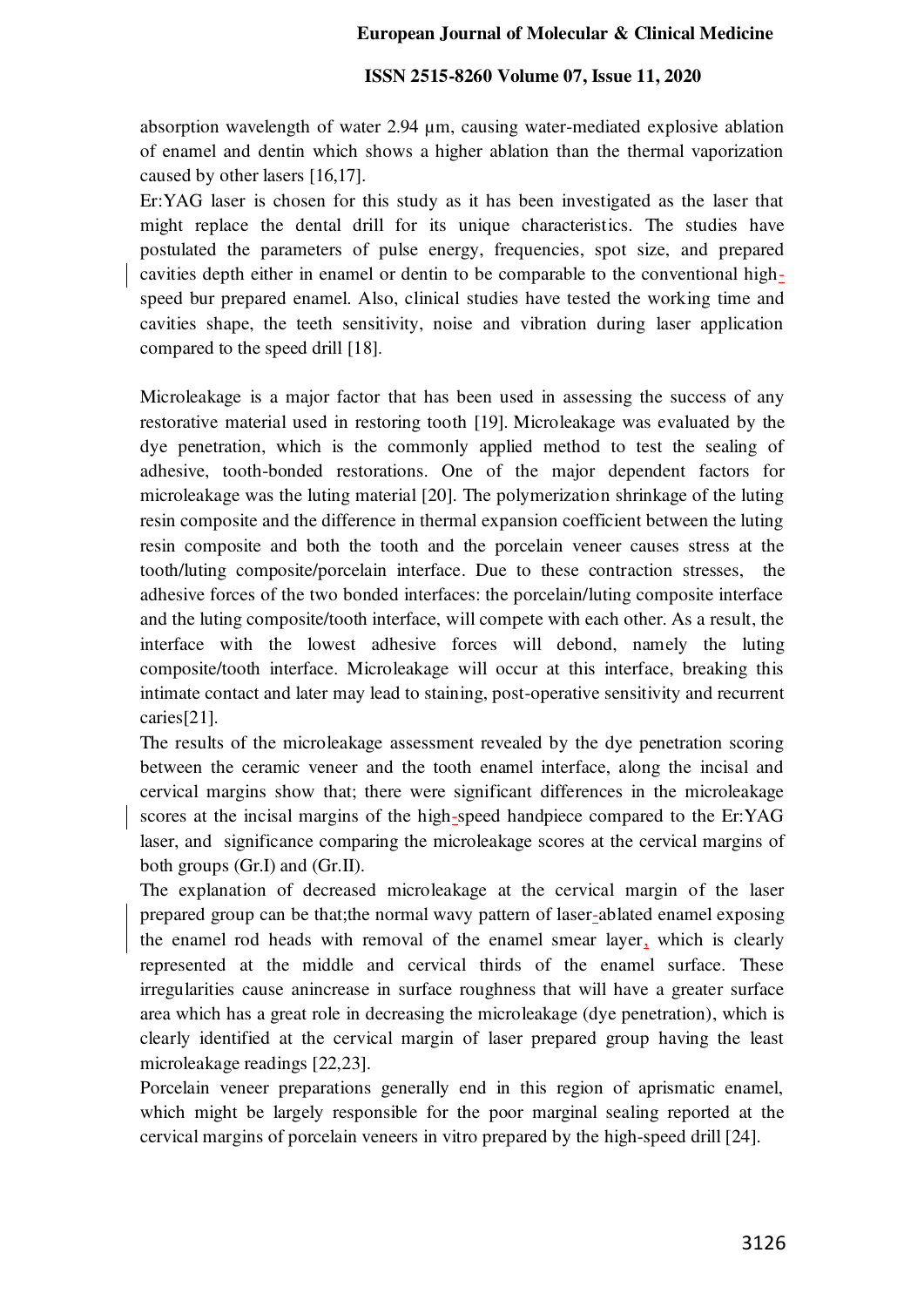absorption wavelength of water 2.94 µm, causing water-mediated explosive ablation of enamel and dentin which shows a higher ablation than the thermal vaporization caused by other lasers [16,17].

Er:YAG laser is chosen for this study as it has been investigated as the laser that might replace the dental drill for its unique characteristics. The studies have postulated the parameters of pulse energy, frequencies, spot size, and prepared cavities depth either in enamel or dentin to be comparable to the conventional high-speed bur prepared enamel. Also, clinical studies have tested the working time and cavities shape, the teeth sensitivity, noise and vibration during laser application compared to the speed drill [18].

Microleakage is a major factor that has been used in assessing the success of any restorative material used in restoring tooth [19]. Microleakage was evaluated by the dye penetration, which is the commonly applied method to test the sealing of adhesive, tooth-bonded restorations. One of the major dependent factors for microleakage was the luting material [20]. The polymerization shrinkage of the luting resin composite and the difference in thermal expansion coefficient between the luting resin composite and both the tooth and the porcelain veneer causes stress at the tooth/luting composite/porcelain interface. Due to these contraction stresses, the adhesive forces of the two bonded interfaces: the porcelain/luting composite interface and the luting composite/tooth interface, will compete with each other. As a result, the interface with the lowest adhesive forces will debond, namely the luting composite/tooth interface. Microleakage will occur at this interface, breaking this intimate contact and later may lead to staining, post-operative sensitivity and recurrent caries[21].

The results of the microleakage assessment revealed by the dye penetration scoring between the ceramic veneer and the tooth enamel interface, along the incisal and cervical margins show that; there were significant differences in the microleakage scores at the incisal margins of the high-speed handpiece compared to the Er:YAG laser, and significance comparing the microleakage scores at the cervical margins of both groups (Gr.I) and (Gr.II).

The explanation of decreased microleakage at the cervical margin of the laser prepared group can be that;the normal wavy pattern of laser-ablated enamel exposing the enamel rod heads with removal of the enamel smear layer, which is clearly represented at the middle and cervical thirds of the enamel surface. These irregularities cause anincrease in surface roughness that will have a greater surface area which has a great role in decreasing the microleakage (dye penetration), which is clearly identified at the cervical margin of laser prepared group having the least microleakage readings [22,23].

Porcelain veneer preparations generally end in this region of aprismatic enamel, which might be largely responsible for the poor marginal sealing reported at the cervical margins of porcelain veneers in vitro prepared by the high-speed drill [24].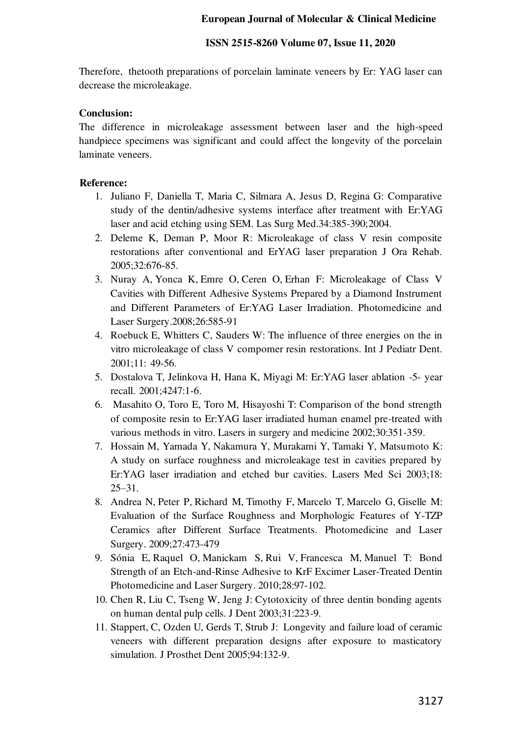Therefore, thetooth preparations of porcelain laminate veneers by Er: YAG laser can decrease the microleakage.

**Conclusion:**

The difference in microleakage assessment between laser and the high-speed handpiece specimens was significant and could affect the longevity of the porcelain laminate veneers.

**Reference:**

1. Juliano F, Daniella T, Maria C, Silmara A, Jesus D, Regina G: Comparative study of the dentin/adhesive systems interface after treatment with Er:YAG laser and acid etching using SEM. Las Surg Med.34:385-390;2004.
2. Deleme K, Deman P, Moor R: Microleakage of class V resin composite restorations after conventional and ErYAG laser preparation J Ora Rehab. 2005;32:676-85.
3. Nuray A, Yonca K, Emre O, Ceren O, Erhan F: Microleakage of Class V Cavities with Different Adhesive Systems Prepared by a Diamond Instrument and Different Parameters of Er:YAG Laser Irradiation. Photomedicine and Laser Surgery.2008;26:585-91
4. Roebuck E, Whitters C, Sauders W: The influence of three energies on the in vitro microleakage of class V compomer resin restorations. Int J Pediatr Dent. 2001;11: 49-56.
5. Dostalova T, Jelinkova H, Hana K, Miyagi M: Er:YAG laser ablation -5- year recall. 2001;4247:1-6.
6. Masahito O, Toro E, Toro M, Hisayoshi T: Comparison of the bond strength of composite resin to Er:YAG laser irradiated human enamel pre-treated with various methods in vitro. Lasers in surgery and medicine 2002;30:351-359.
7. Hossain M, Yamada Y, Nakamura Y, Murakami Y, Tamaki Y, Matsumoto K: A study on surface roughness and microleakage test in cavities prepared by Er:YAG laser irradiation and etched bur cavities. Lasers Med Sci 2003;18: 25–31.
8. Andrea N, Peter P, Richard M, Timothy F, Marcelo T, Marcelo G, Giselle M: Evaluation of the Surface Roughness and Morphologic Features of Y-TZP Ceramics after Different Surface Treatments. Photomedicine and Laser Surgery. 2009;27:473-479
9. Sónia E, Raquel O, Manickam S, Rui V, Francesca M, Manuel T: Bond Strength of an Etch-and-Rinse Adhesive to KrF Excimer Laser-Treated Dentin Photomedicine and Laser Surgery. 2010;28:97-102.
10. Chen R, Liu C, Tseng W, Jeng J: Cytotoxicity of three dentin bonding agents on human dental pulp cells. J Dent 2003;31:223-9.
11. Stappert, C, Ozden U, Gerds T, Strub J: Longevity and failure load of ceramic veneers with different preparation designs after exposure to masticatory simulation. J Prosthet Dent 2005;94:132-9.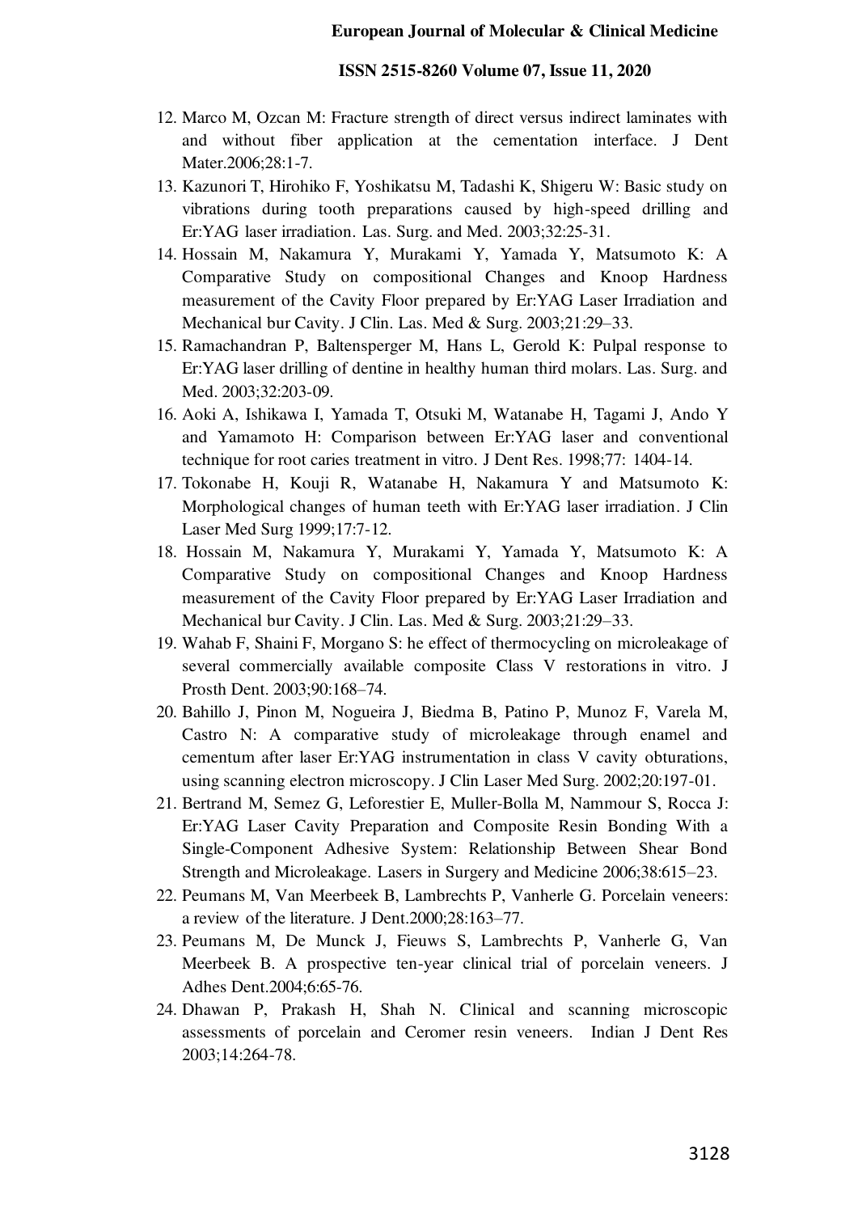12. Marco M, Ozcan M: Fracture strength of direct versus indirect laminates with and without fiber application at the cementation interface. J Dent Mater.2006;28:1-7.
13. Kazunori T, Hirohiko F, Yoshikatsu M, Tadashi K, Shigeru W: Basic study on vibrations during tooth preparations caused by high-speed drilling and Er:YAG laser irradiation. Las. Surg. and Med. 2003;32:25-31.
14. Hossain M, Nakamura Y, Murakami Y, Yamada Y, Matsumoto K: A Comparative Study on compositional Changes and Knoop Hardness measurement of the Cavity Floor prepared by Er:YAG Laser Irradiation and Mechanical bur Cavity. J Clin. Las. Med & Surg. 2003;21:29–33.
15. Ramachandran P, Baltensperger M, Hans L, Gerold K: Pulpal response to Er:YAG laser drilling of dentine in healthy human third molars. Las. Surg. and Med. 2003;32:203-09.
16. Aoki A, Ishikawa I, Yamada T, Otsuki M, Watanabe H, Tagami J, Ando Y and Yamamoto H: Comparison between Er:YAG laser and conventional technique for root caries treatment in vitro. J Dent Res. 1998;77: 1404-14.
17. Tokonabe H, Kouji R, Watanabe H, Nakamura Y and Matsumoto K: Morphological changes of human teeth with Er:YAG laser irradiation. J Clin Laser Med Surg 1999;17:7-12.
18. Hossain M, Nakamura Y, Murakami Y, Yamada Y, Matsumoto K: A Comparative Study on compositional Changes and Knoop Hardness measurement of the Cavity Floor prepared by Er:YAG Laser Irradiation and Mechanical bur Cavity. J Clin. Las. Med & Surg. 2003;21:29–33.
19. Wahab F, Shaini F, Morgano S: he effect of thermocycling on microleakage of several commercially available composite Class V restorations in vitro. J Prosth Dent. 2003;90:168–74.
20. Bahillo J, Pinon M, Nogueira J, Biedma B, Patino P, Munoz F, Varela M, Castro N: A comparative study of microleakage through enamel and cementum after laser Er:YAG instrumentation in class V cavity obturations, using scanning electron microscopy. J Clin Laser Med Surg. 2002;20:197-01.
21. Bertrand M, Semez G, Leforestier E, Muller-Bolla M, Nammour S, Rocca J: Er:YAG Laser Cavity Preparation and Composite Resin Bonding With a Single-Component Adhesive System: Relationship Between Shear Bond Strength and Microleakage. Lasers in Surgery and Medicine 2006;38:615–23.
22. Peumans M, Van Meerbeek B, Lambrechts P, Vanherle G. Porcelain veneers: a review of the literature. J Dent.2000;28:163–77.
23. Peumans M, De Munck J, Fieuws S, Lambrechts P, Vanherle G, Van Meerbeek B. A prospective ten-year clinical trial of porcelain veneers. J Adhes Dent.2004;6:65-76.
24. Dhawan P, Prakash H, Shah N. Clinical and scanning microscopic assessments of porcelain and Ceromer resin veneers. Indian J Dent Res 2003;14:264-78.